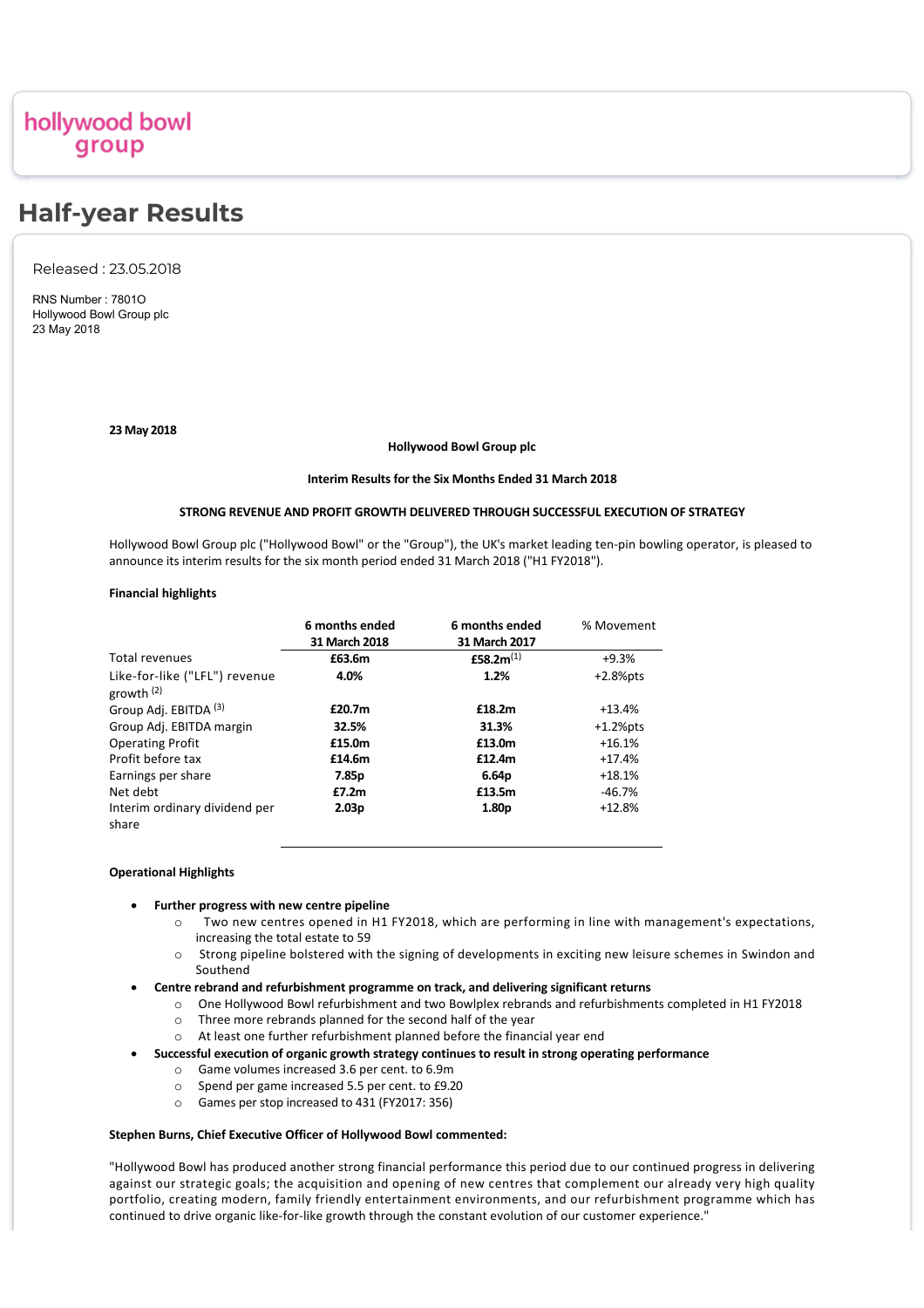hollywood bowl group

# Half-year Results

Released : 23.05.2018

RNS Number : 7801O
Hollywood Bowl Group plc
23 May 2018

**23 May 2018**

**Hollywood Bowl Group plc**

**Interim Results for the Six Months Ended 31 March 2018**

**STRONG REVENUE AND PROFIT GROWTH DELIVERED THROUGH SUCCESSFUL EXECUTION OF STRATEGY**

Hollywood Bowl Group plc ("Hollywood Bowl" or the "Group"), the UK's market leading ten-pin bowling operator, is pleased to announce its interim results for the six month period ended 31 March 2018 ("H1 FY2018").

**Financial highlights**

| | 6 months ended 31 March 2018 | 6 months ended 31 March 2017 | % Movement |
|---|---|---|---|
| Total revenues | **£63.6m** | **£58.2m**[1] | +9.3% |
| Like-for-like ("LFL") revenue growth [2] | **4.0%** | **1.2%** | +2.8%pts |
| Group Adj. EBITDA [3] | **£20.7m** | **£18.2m** | +13.4% |
| Group Adj. EBITDA margin | **32.5%** | **31.3%** | +1.2%pts |
| Operating Profit | **£15.0m** | **£13.0m** | +16.1% |
| Profit before tax | **£14.6m** | **£12.4m** | +17.4% |
| Earnings per share | **7.85p** | **6.64p** | +18.1% |
| Net debt | **£7.2m** | **£13.5m** | -46.7% |
| Interim ordinary dividend per share | **2.03p** | **1.80p** | +12.8% |

**Operational Highlights**

- **Further progress with new centre pipeline**
  - Two new centres opened in H1 FY2018, which are performing in line with management's expectations, increasing the total estate to 59
  - Strong pipeline bolstered with the signing of developments in exciting new leisure schemes in Swindon and Southend
- **Centre rebrand and refurbishment programme on track, and delivering significant returns**
  - One Hollywood Bowl refurbishment and two Bowlplex rebrands and refurbishments completed in H1 FY2018
  - Three more rebrands planned for the second half of the year
  - At least one further refurbishment planned before the financial year end
- **Successful execution of organic growth strategy continues to result in strong operating performance**
  - Game volumes increased 3.6 per cent. to 6.9m
  - Spend per game increased 5.5 per cent. to £9.20
  - Games per stop increased to 431 (FY2017: 356)

**Stephen Burns, Chief Executive Officer of Hollywood Bowl commented:**

"Hollywood Bowl has produced another strong financial performance this period due to our continued progress in delivering against our strategic goals; the acquisition and opening of new centres that complement our already very high quality portfolio, creating modern, family friendly entertainment environments, and our refurbishment programme which has continued to drive organic like-for-like growth through the constant evolution of our customer experience."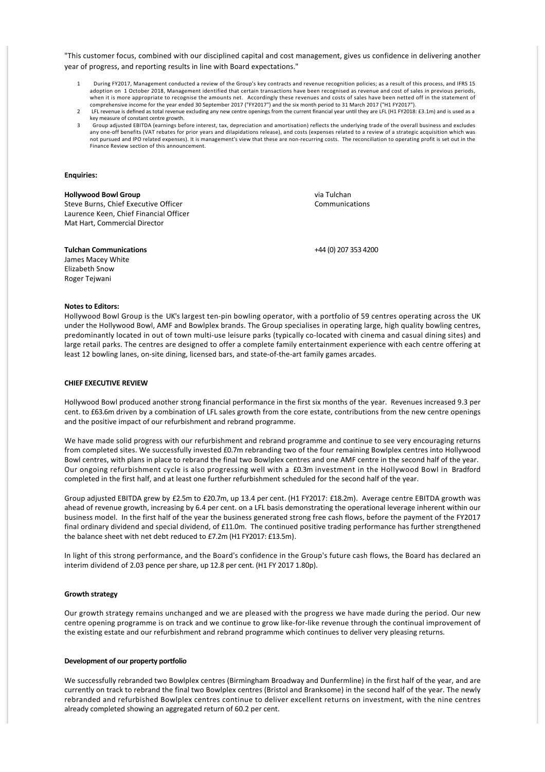"This customer focus, combined with our disciplined capital and cost management, gives us confidence in delivering another year of progress, and reporting results in line with Board expectations."

1. During FY2017, Management conducted a review of the Group's key contracts and revenue recognition policies; as a result of this process, and IFRS 15 adoption on 1 October 2018, Management identified that certain transactions have been recognised as revenue and cost of sales in previous periods, when it is more appropriate to recognise the amounts net. Accordingly these revenues and costs of sales have been netted off in the statement of comprehensive income for the year ended 30 September 2017 ("FY2017") and the six month period to 31 March 2017 ("H1 FY2017").
2. LFL revenue is defined as total revenue excluding any new centre openings from the current financial year until they are LFL (H1 FY2018: £3.1m) and is used as a key measure of constant centre growth.
3. Group adjusted EBITDA (earnings before interest, tax, depreciation and amortisation) reflects the underlying trade of the overall business and excludes any one-off benefits (VAT rebates for prior years and dilapidations release), and costs (expenses related to a review of a strategic acquisition which was not pursued and IPO related expenses). It is management's view that these are non-recurring costs. The reconciliation to operating profit is set out in the Finance Review section of this announcement.

**Enquiries:**

**Hollywood Bowl Group** — via Tulchan Communications
Steve Burns, Chief Executive Officer
Laurence Keen, Chief Financial Officer
Mat Hart, Commercial Director

**Tulchan Communications** — +44 (0) 207 353 4200
James Macey White
Elizabeth Snow
Roger Tejwani

**Notes to Editors:**

Hollywood Bowl Group is the UK's largest ten-pin bowling operator, with a portfolio of 59 centres operating across the UK under the Hollywood Bowl, AMF and Bowlplex brands. The Group specialises in operating large, high quality bowling centres, predominantly located in out of town multi-use leisure parks (typically co-located with cinema and casual dining sites) and large retail parks. The centres are designed to offer a complete family entertainment experience with each centre offering at least 12 bowling lanes, on-site dining, licensed bars, and state-of-the-art family games arcades.

## CHIEF EXECUTIVE REVIEW

Hollywood Bowl produced another strong financial performance in the first six months of the year. Revenues increased 9.3 per cent. to £63.6m driven by a combination of LFL sales growth from the core estate, contributions from the new centre openings and the positive impact of our refurbishment and rebrand programme.

We have made solid progress with our refurbishment and rebrand programme and continue to see very encouraging returns from completed sites. We successfully invested £0.7m rebranding two of the four remaining Bowlplex centres into Hollywood Bowl centres, with plans in place to rebrand the final two Bowlplex centres and one AMF centre in the second half of the year. Our ongoing refurbishment cycle is also progressing well with a £0.3m investment in the Hollywood Bowl in Bradford completed in the first half, and at least one further refurbishment scheduled for the second half of the year.

Group adjusted EBITDA grew by £2.5m to £20.7m, up 13.4 per cent. (H1 FY2017: £18.2m). Average centre EBITDA growth was ahead of revenue growth, increasing by 6.4 per cent. on a LFL basis demonstrating the operational leverage inherent within our business model. In the first half of the year the business generated strong free cash flows, before the payment of the FY2017 final ordinary dividend and special dividend, of £11.0m. The continued positive trading performance has further strengthened the balance sheet with net debt reduced to £7.2m (H1 FY2017: £13.5m).

In light of this strong performance, and the Board's confidence in the Group's future cash flows, the Board has declared an interim dividend of 2.03 pence per share, up 12.8 per cent. (H1 FY 2017 1.80p).

### Growth strategy

Our growth strategy remains unchanged and we are pleased with the progress we have made during the period. Our new centre opening programme is on track and we continue to grow like-for-like revenue through the continual improvement of the existing estate and our refurbishment and rebrand programme which continues to deliver very pleasing returns.

### Development of our property portfolio

We successfully rebranded two Bowlplex centres (Birmingham Broadway and Dunfermline) in the first half of the year, and are currently on track to rebrand the final two Bowlplex centres (Bristol and Branksome) in the second half of the year. The newly rebranded and refurbished Bowlplex centres continue to deliver excellent returns on investment, with the nine centres already completed showing an aggregated return of 60.2 per cent.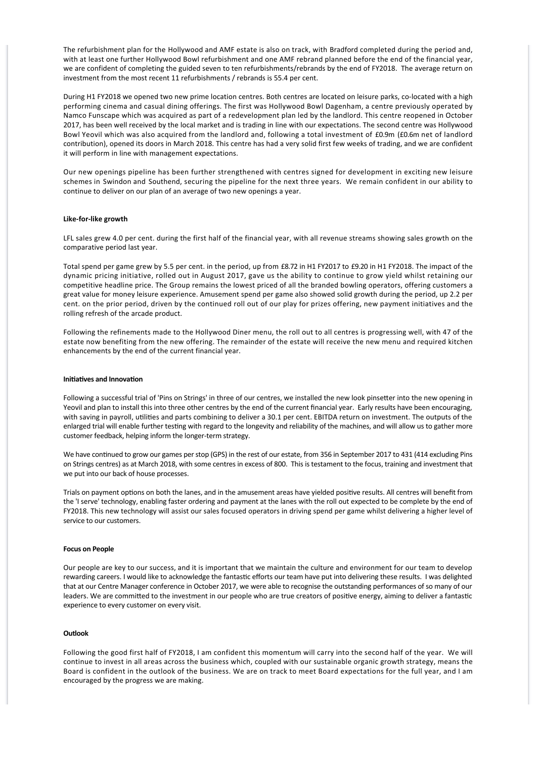The refurbishment plan for the Hollywood and AMF estate is also on track, with Bradford completed during the period and, with at least one further Hollywood Bowl refurbishment and one AMF rebrand planned before the end of the financial year, we are confident of completing the guided seven to ten refurbishments/rebrands by the end of FY2018. The average return on investment from the most recent 11 refurbishments / rebrands is 55.4 per cent.

During H1 FY2018 we opened two new prime location centres. Both centres are located on leisure parks, co-located with a high performing cinema and casual dining offerings. The first was Hollywood Bowl Dagenham, a centre previously operated by Namco Funscape which was acquired as part of a redevelopment plan led by the landlord. This centre reopened in October 2017, has been well received by the local market and is trading in line with our expectations. The second centre was Hollywood Bowl Yeovil which was also acquired from the landlord and, following a total investment of £0.9m (£0.6m net of landlord contribution), opened its doors in March 2018. This centre has had a very solid first few weeks of trading, and we are confident it will perform in line with management expectations.

Our new openings pipeline has been further strengthened with centres signed for development in exciting new leisure schemes in Swindon and Southend, securing the pipeline for the next three years. We remain confident in our ability to continue to deliver on our plan of an average of two new openings a year.

**Like-for-like growth**

LFL sales grew 4.0 per cent. during the first half of the financial year, with all revenue streams showing sales growth on the comparative period last year.

Total spend per game grew by 5.5 per cent. in the period, up from £8.72 in H1 FY2017 to £9.20 in H1 FY2018. The impact of the dynamic pricing initiative, rolled out in August 2017, gave us the ability to continue to grow yield whilst retaining our competitive headline price. The Group remains the lowest priced of all the branded bowling operators, offering customers a great value for money leisure experience. Amusement spend per game also showed solid growth during the period, up 2.2 per cent. on the prior period, driven by the continued roll out of our play for prizes offering, new payment initiatives and the rolling refresh of the arcade product.

Following the refinements made to the Hollywood Diner menu, the roll out to all centres is progressing well, with 47 of the estate now benefiting from the new offering. The remainder of the estate will receive the new menu and required kitchen enhancements by the end of the current financial year.

**Initiatives and Innovation**

Following a successful trial of 'Pins on Strings' in three of our centres, we installed the new look pinsetter into the new opening in Yeovil and plan to install this into three other centres by the end of the current financial year. Early results have been encouraging, with saving in payroll, utilities and parts combining to deliver a 30.1 per cent. EBITDA return on investment. The outputs of the enlarged trial will enable further testing with regard to the longevity and reliability of the machines, and will allow us to gather more customer feedback, helping inform the longer-term strategy.

We have continued to grow our games per stop (GPS) in the rest of our estate, from 356 in September 2017 to 431 (414 excluding Pins on Strings centres) as at March 2018, with some centres in excess of 800. This is testament to the focus, training and investment that we put into our back of house processes.

Trials on payment options on both the lanes, and in the amusement areas have yielded positive results. All centres will benefit from the 'I serve' technology, enabling faster ordering and payment at the lanes with the roll out expected to be complete by the end of FY2018. This new technology will assist our sales focused operators in driving spend per game whilst delivering a higher level of service to our customers.

**Focus on People**

Our people are key to our success, and it is important that we maintain the culture and environment for our team to develop rewarding careers. I would like to acknowledge the fantastic efforts our team have put into delivering these results. I was delighted that at our Centre Manager conference in October 2017, we were able to recognise the outstanding performances of so many of our leaders. We are committed to the investment in our people who are true creators of positive energy, aiming to deliver a fantastic experience to every customer on every visit.

**Outlook**

Following the good first half of FY2018, I am confident this momentum will carry into the second half of the year. We will continue to invest in all areas across the business which, coupled with our sustainable organic growth strategy, means the Board is confident in the outlook of the business. We are on track to meet Board expectations for the full year, and I am encouraged by the progress we are making.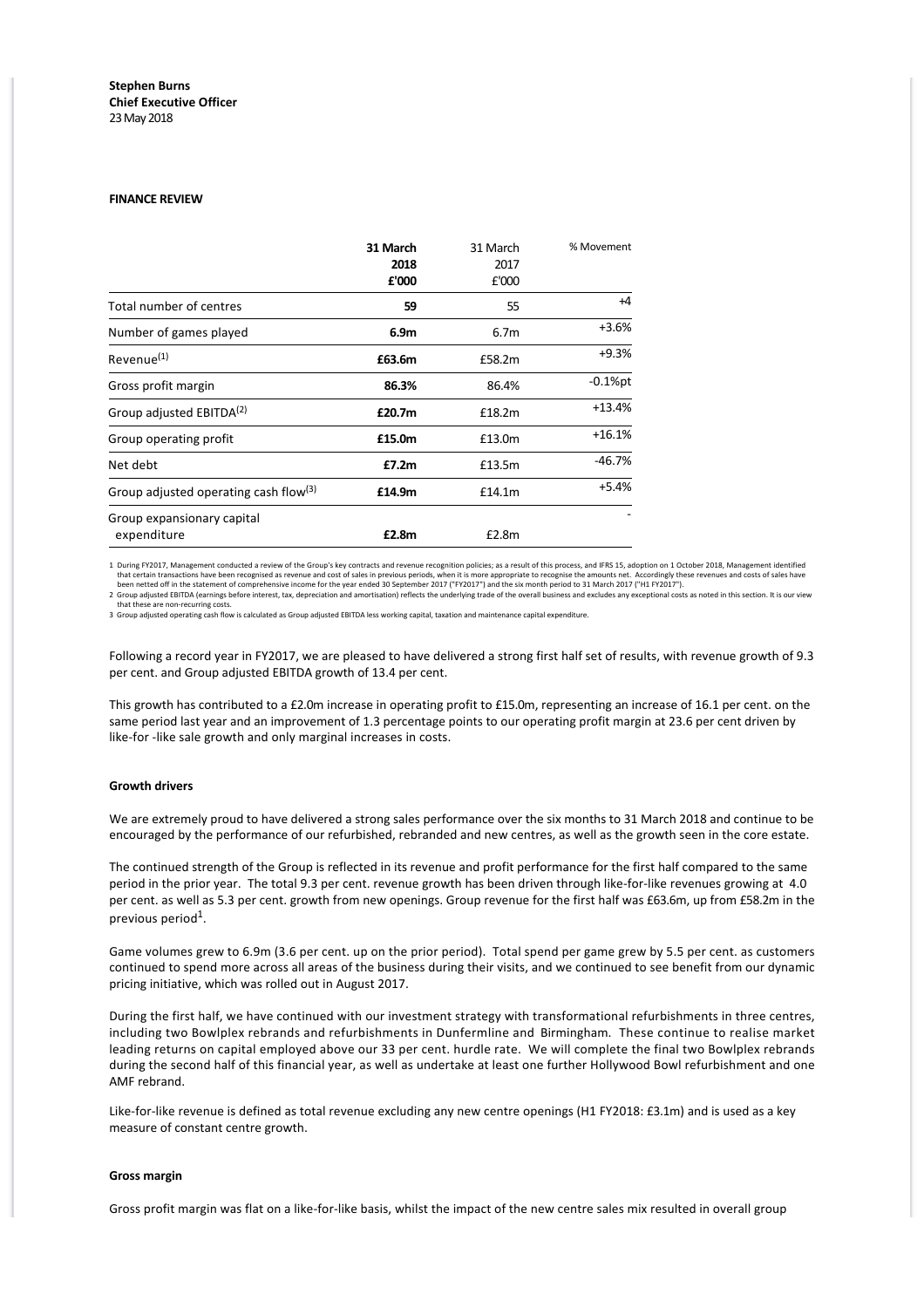**Stephen Burns**
**Chief Executive Officer**
23 May 2018

**FINANCE REVIEW**

| | **31 March 2018 £'000** | 31 March 2017 £'000 | % Movement |
|---|---|---|---|
| Total number of centres | **59** | 55 | +4 |
| Number of games played | **6.9m** | 6.7m | +3.6% |
| Revenue(1) | **£63.6m** | £58.2m | +9.3% |
| Gross profit margin | **86.3%** | 86.4% | -0.1%pt |
| Group adjusted EBITDA(2) | **£20.7m** | £18.2m | +13.4% |
| Group operating profit | **£15.0m** | £13.0m | +16.1% |
| Net debt | **£7.2m** | £13.5m | -46.7% |
| Group adjusted operating cash flow(3) | **£14.9m** | £14.1m | +5.4% |
| Group expansionary capital expenditure | **£2.8m** | £2.8m | - |

1 During FY2017, Management conducted a review of the Group's key contracts and revenue recognition policies; as a result of this process, and IFRS 15, adoption on 1 October 2018, Management identified that certain transactions have been recognised as revenue and cost of sales in previous periods, when it is more appropriate to recognise the amounts net. Accordingly these revenues and costs of sales have been netted off in the statement of comprehensive income for the year ended 30 September 2017 ("FY2017") and the six month period to 31 March 2017 ("H1 FY2017").
2 Group adjusted EBITDA (earnings before interest, tax, depreciation and amortisation) reflects the underlying trade of the overall business and excludes any exceptional costs as noted in this section. It is our view that these are non-recurring costs.
3 Group adjusted operating cash flow is calculated as Group adjusted EBITDA less working capital, taxation and maintenance capital expenditure.

Following a record year in FY2017, we are pleased to have delivered a strong first half set of results, with revenue growth of 9.3 per cent. and Group adjusted EBITDA growth of 13.4 per cent.

This growth has contributed to a £2.0m increase in operating profit to £15.0m, representing an increase of 16.1 per cent. on the same period last year and an improvement of 1.3 percentage points to our operating profit margin at 23.6 per cent driven by like-for -like sale growth and only marginal increases in costs.

**Growth drivers**

We are extremely proud to have delivered a strong sales performance over the six months to 31 March 2018 and continue to be encouraged by the performance of our refurbished, rebranded and new centres, as well as the growth seen in the core estate.

The continued strength of the Group is reflected in its revenue and profit performance for the first half compared to the same period in the prior year. The total 9.3 per cent. revenue growth has been driven through like-for-like revenues growing at 4.0 per cent. as well as 5.3 per cent. growth from new openings. Group revenue for the first half was £63.6m, up from £58.2m in the previous period[1].

Game volumes grew to 6.9m (3.6 per cent. up on the prior period). Total spend per game grew by 5.5 per cent. as customers continued to spend more across all areas of the business during their visits, and we continued to see benefit from our dynamic pricing initiative, which was rolled out in August 2017.

During the first half, we have continued with our investment strategy with transformational refurbishments in three centres, including two Bowlplex rebrands and refurbishments in Dunfermline and Birmingham. These continue to realise market leading returns on capital employed above our 33 per cent. hurdle rate. We will complete the final two Bowlplex rebrands during the second half of this financial year, as well as undertake at least one further Hollywood Bowl refurbishment and one AMF rebrand.

Like-for-like revenue is defined as total revenue excluding any new centre openings (H1 FY2018: £3.1m) and is used as a key measure of constant centre growth.

**Gross margin**

Gross profit margin was flat on a like-for-like basis, whilst the impact of the new centre sales mix resulted in overall group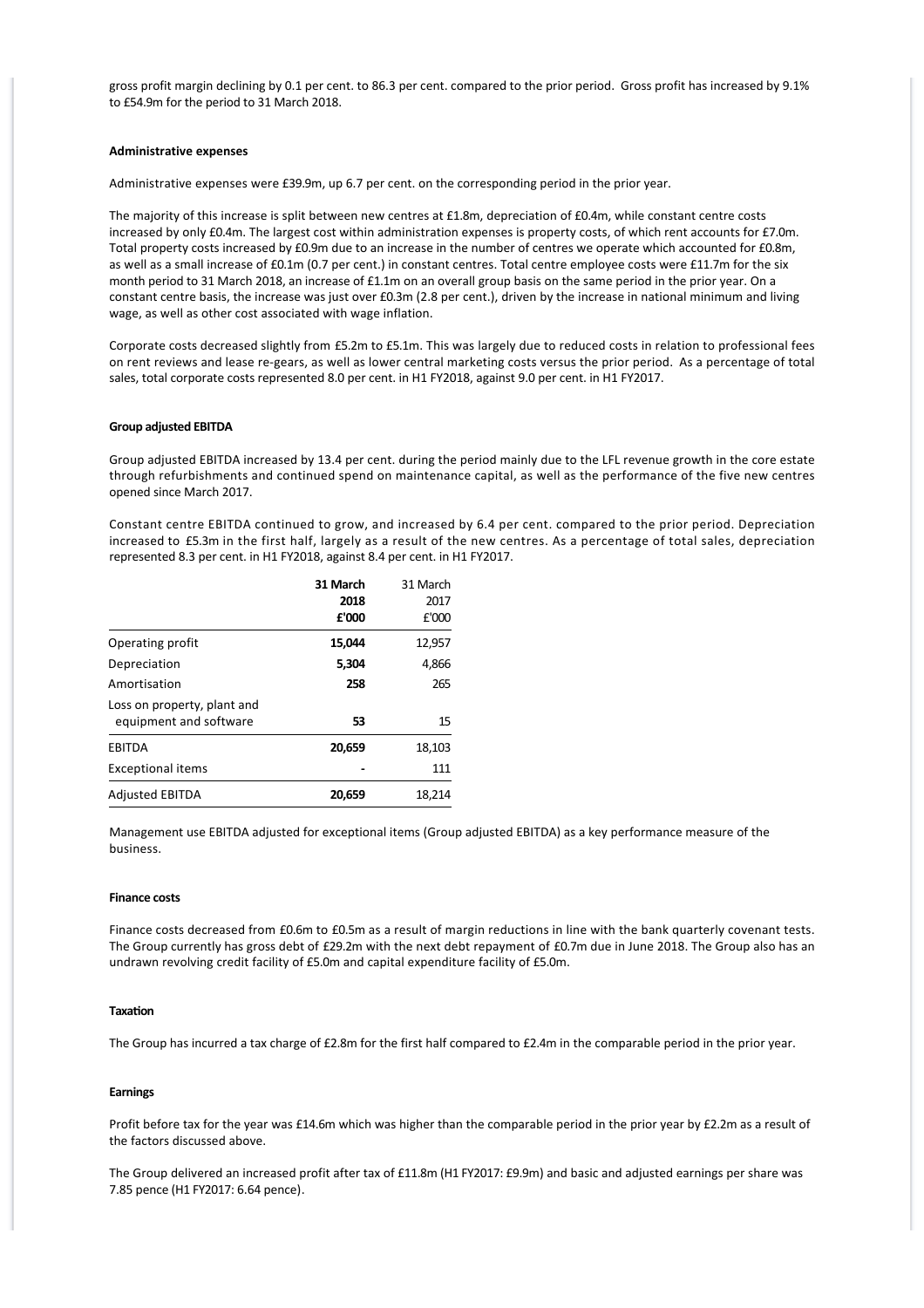gross profit margin declining by 0.1 per cent. to 86.3 per cent. compared to the prior period. Gross profit has increased by 9.1% to £54.9m for the period to 31 March 2018.

**Administrative expenses**

Administrative expenses were £39.9m, up 6.7 per cent. on the corresponding period in the prior year.

The majority of this increase is split between new centres at £1.8m, depreciation of £0.4m, while constant centre costs increased by only £0.4m. The largest cost within administration expenses is property costs, of which rent accounts for £7.0m. Total property costs increased by £0.9m due to an increase in the number of centres we operate which accounted for £0.8m, as well as a small increase of £0.1m (0.7 per cent.) in constant centres. Total centre employee costs were £11.7m for the six month period to 31 March 2018, an increase of £1.1m on an overall group basis on the same period in the prior year. On a constant centre basis, the increase was just over £0.3m (2.8 per cent.), driven by the increase in national minimum and living wage, as well as other cost associated with wage inflation.

Corporate costs decreased slightly from £5.2m to £5.1m. This was largely due to reduced costs in relation to professional fees on rent reviews and lease re-gears, as well as lower central marketing costs versus the prior period. As a percentage of total sales, total corporate costs represented 8.0 per cent. in H1 FY2018, against 9.0 per cent. in H1 FY2017.

**Group adjusted EBITDA**

Group adjusted EBITDA increased by 13.4 per cent. during the period mainly due to the LFL revenue growth in the core estate through refurbishments and continued spend on maintenance capital, as well as the performance of the five new centres opened since March 2017.

Constant centre EBITDA continued to grow, and increased by 6.4 per cent. compared to the prior period. Depreciation increased to £5.3m in the first half, largely as a result of the new centres. As a percentage of total sales, depreciation represented 8.3 per cent. in H1 FY2018, against 8.4 per cent. in H1 FY2017.

| | **31 March 2018 £'000** | 31 March 2017 £'000 |
|---|---|---|
| Operating profit | **15,044** | 12,957 |
| Depreciation | **5,304** | 4,866 |
| Amortisation | **258** | 265 |
| Loss on property, plant and equipment and software | **53** | 15 |
| EBITDA | **20,659** | 18,103 |
| Exceptional items | **-** | 111 |
| Adjusted EBITDA | **20,659** | 18,214 |

Management use EBITDA adjusted for exceptional items (Group adjusted EBITDA) as a key performance measure of the business.

**Finance costs**

Finance costs decreased from £0.6m to £0.5m as a result of margin reductions in line with the bank quarterly covenant tests. The Group currently has gross debt of £29.2m with the next debt repayment of £0.7m due in June 2018. The Group also has an undrawn revolving credit facility of £5.0m and capital expenditure facility of £5.0m.

**Taxation**

The Group has incurred a tax charge of £2.8m for the first half compared to £2.4m in the comparable period in the prior year.

**Earnings**

Profit before tax for the year was £14.6m which was higher than the comparable period in the prior year by £2.2m as a result of the factors discussed above.

The Group delivered an increased profit after tax of £11.8m (H1 FY2017: £9.9m) and basic and adjusted earnings per share was 7.85 pence (H1 FY2017: 6.64 pence).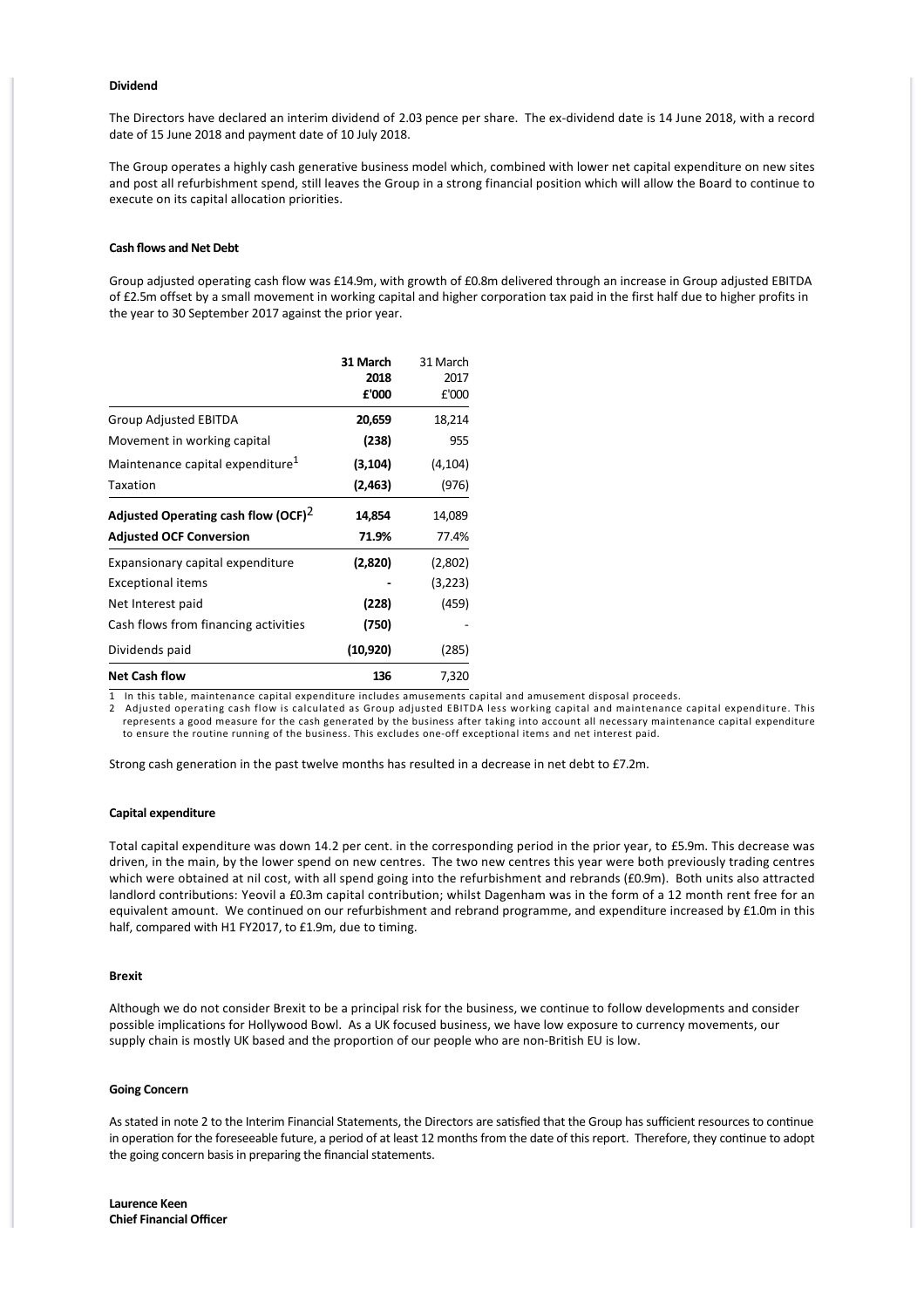### Dividend

The Directors have declared an interim dividend of 2.03 pence per share. The ex-dividend date is 14 June 2018, with a record date of 15 June 2018 and payment date of 10 July 2018.

The Group operates a highly cash generative business model which, combined with lower net capital expenditure on new sites and post all refurbishment spend, still leaves the Group in a strong financial position which will allow the Board to continue to execute on its capital allocation priorities.

### Cash flows and Net Debt

Group adjusted operating cash flow was £14.9m, with growth of £0.8m delivered through an increase in Group adjusted EBITDA of £2.5m offset by a small movement in working capital and higher corporation tax paid in the first half due to higher profits in the year to 30 September 2017 against the prior year.

| | **31 March 2018 £'000** | 31 March 2017 £'000 |
|---|---|---|
| Group Adjusted EBITDA | **20,659** | 18,214 |
| Movement in working capital | **(238)** | 955 |
| Maintenance capital expenditure[1] | **(3,104)** | (4,104) |
| Taxation | **(2,463)** | (976) |
| **Adjusted Operating cash flow (OCF)[2]** | **14,854** | 14,089 |
| **Adjusted OCF Conversion** | **71.9%** | 77.4% |
| Expansionary capital expenditure | **(2,820)** | (2,802) |
| Exceptional items | **-** | (3,223) |
| Net Interest paid | **(228)** | (459) |
| Cash flows from financing activities | **(750)** | - |
| Dividends paid | **(10,920)** | (285) |
| **Net Cash flow** | **136** | 7,320 |

1 In this table, maintenance capital expenditure includes amusements capital and amusement disposal proceeds.

2 Adjusted operating cash flow is calculated as Group adjusted EBITDA less working capital and maintenance capital expenditure. This represents a good measure for the cash generated by the business after taking into account all necessary maintenance capital expenditure to ensure the routine running of the business. This excludes one-off exceptional items and net interest paid.

Strong cash generation in the past twelve months has resulted in a decrease in net debt to £7.2m.

### Capital expenditure

Total capital expenditure was down 14.2 per cent. in the corresponding period in the prior year, to £5.9m. This decrease was driven, in the main, by the lower spend on new centres. The two new centres this year were both previously trading centres which were obtained at nil cost, with all spend going into the refurbishment and rebrands (£0.9m). Both units also attracted landlord contributions: Yeovil a £0.3m capital contribution; whilst Dagenham was in the form of a 12 month rent free for an equivalent amount. We continued on our refurbishment and rebrand programme, and expenditure increased by £1.0m in this half, compared with H1 FY2017, to £1.9m, due to timing.

### Brexit

Although we do not consider Brexit to be a principal risk for the business, we continue to follow developments and consider possible implications for Hollywood Bowl. As a UK focused business, we have low exposure to currency movements, our supply chain is mostly UK based and the proportion of our people who are non-British EU is low.

### Going Concern

As stated in note 2 to the Interim Financial Statements, the Directors are satisfied that the Group has sufficient resources to continue in operation for the foreseeable future, a period of at least 12 months from the date of this report. Therefore, they continue to adopt the going concern basis in preparing the financial statements.

**Laurence Keen**
**Chief Financial Officer**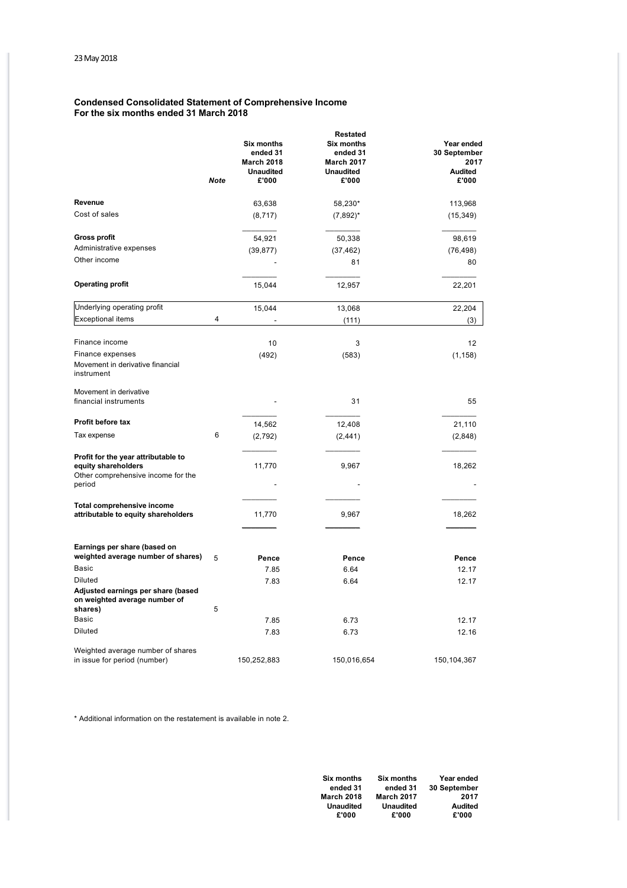23 May 2018

## Condensed Consolidated Statement of Comprehensive Income
## For the six months ended 31 March 2018

| | *Note* | Six months ended 31 March 2018 Unaudited £'000 | Restated Six months ended 31 March 2017 Unaudited £'000 | Year ended 30 September 2017 Audited £'000 |
|---|---|---|---|---|
| **Revenue** | | 63,638 | 58,230* | 113,968 |
| Cost of sales | | (8,717) | (7,892)* | (15,349) |
| **Gross profit** | | 54,921 | 50,338 | 98,619 |
| Administrative expenses | | (39,877) | (37,462) | (76,498) |
| Other income | | - | 81 | 80 |
| **Operating profit** | | 15,044 | 12,957 | 22,201 |
| Underlying operating profit | | 15,044 | 13,068 | 22,204 |
| Exceptional items | 4 | - | (111) | (3) |
| Finance income | | 10 | 3 | 12 |
| Finance expenses | | (492) | (583) | (1,158) |
| Movement in derivative financial instrument | | | | |
| Movement in derivative financial instruments | | - | 31 | 55 |
| **Profit before tax** | | 14,562 | 12,408 | 21,110 |
| Tax expense | 6 | (2,792) | (2,441) | (2,848) |
| **Profit for the year attributable to equity shareholders** | | 11,770 | 9,967 | 18,262 |
| Other comprehensive income for the period | | - | - | - |
| **Total comprehensive income attributable to equity shareholders** | | 11,770 | 9,967 | 18,262 |
| **Earnings per share (based on weighted average number of shares)** | 5 | **Pence** | **Pence** | **Pence** |
| Basic | | 7.85 | 6.64 | 12.17 |
| Diluted | | 7.83 | 6.64 | 12.17 |
| **Adjusted earnings per share (based on weighted average number of shares)** | 5 | | | |
| Basic | | 7.85 | 6.73 | 12.17 |
| Diluted | | 7.83 | 6.73 | 12.16 |
| Weighted average number of shares in issue for period (number) | | 150,252,883 | 150,016,654 | 150,104,367 |

\* Additional information on the restatement is available in note 2.

| Six months ended 31 March 2018 Unaudited £'000 | Six months ended 31 March 2017 Unaudited £'000 | Year ended 30 September 2017 Audited £'000 |
|---|---|---|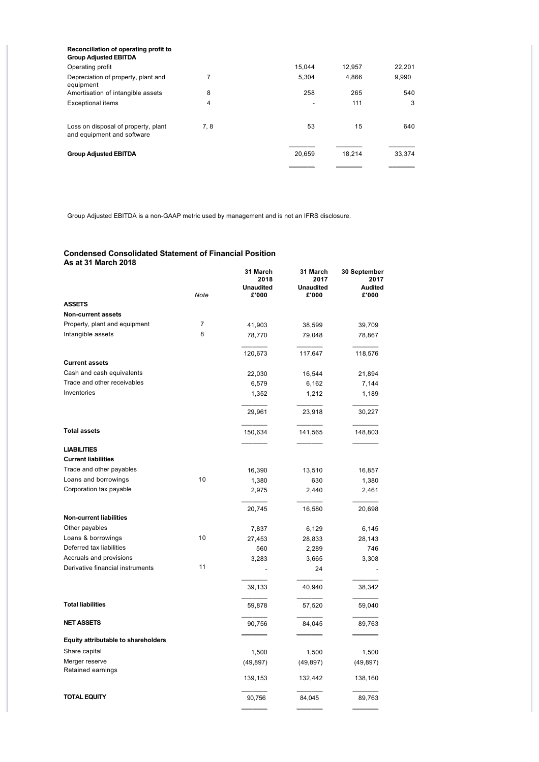| Reconciliation of operating profit to Group Adjusted EBITDA | | | | |
|---|---|---|---|---|
| Operating profit | | 15,044 | 12,957 | 22,201 |
| Depreciation of property, plant and equipment | 7 | 5,304 | 4,866 | 9,990 |
| Amortisation of intangible assets | 8 | 258 | 265 | 540 |
| Exceptional items | 4 | - | 111 | 3 |
| Loss on disposal of property, plant and equipment and software | 7, 8 | 53 | 15 | 640 |
| **Group Adjusted EBITDA** | | 20,659 | 18,214 | 33,374 |

Group Adjusted EBITDA is a non-GAAP metric used by management and is not an IFRS disclosure.

## Condensed Consolidated Statement of Financial Position
### As at 31 March 2018

| | Note | 31 March 2018 Unaudited £'000 | 31 March 2017 Unaudited £'000 | 30 September 2017 Audited £'000 |
|---|---|---|---|---|
| **ASSETS** | | | | |
| **Non-current assets** | | | | |
| Property, plant and equipment | 7 | 41,903 | 38,599 | 39,709 |
| Intangible assets | 8 | 78,770 | 79,048 | 78,867 |
| | | 120,673 | 117,647 | 118,576 |
| **Current assets** | | | | |
| Cash and cash equivalents | | 22,030 | 16,544 | 21,894 |
| Trade and other receivables | | 6,579 | 6,162 | 7,144 |
| Inventories | | 1,352 | 1,212 | 1,189 |
| | | 29,961 | 23,918 | 30,227 |
| **Total assets** | | 150,634 | 141,565 | 148,803 |
| **LIABILITIES** | | | | |
| **Current liabilities** | | | | |
| Trade and other payables | | 16,390 | 13,510 | 16,857 |
| Loans and borrowings | 10 | 1,380 | 630 | 1,380 |
| Corporation tax payable | | 2,975 | 2,440 | 2,461 |
| | | 20,745 | 16,580 | 20,698 |
| **Non-current liabilities** | | | | |
| Other payables | | 7,837 | 6,129 | 6,145 |
| Loans & borrowings | 10 | 27,453 | 28,833 | 28,143 |
| Deferred tax liabilities | | 560 | 2,289 | 746 |
| Accruals and provisions | | 3,283 | 3,665 | 3,308 |
| Derivative financial instruments | 11 | - | 24 | - |
| | | 39,133 | 40,940 | 38,342 |
| **Total liabilities** | | 59,878 | 57,520 | 59,040 |
| **NET ASSETS** | | 90,756 | 84,045 | 89,763 |
| **Equity attributable to shareholders** | | | | |
| Share capital | | 1,500 | 1,500 | 1,500 |
| Merger reserve | | (49,897) | (49,897) | (49,897) |
| Retained earnings | | 139,153 | 132,442 | 138,160 |
| **TOTAL EQUITY** | | 90,756 | 84,045 | 89,763 |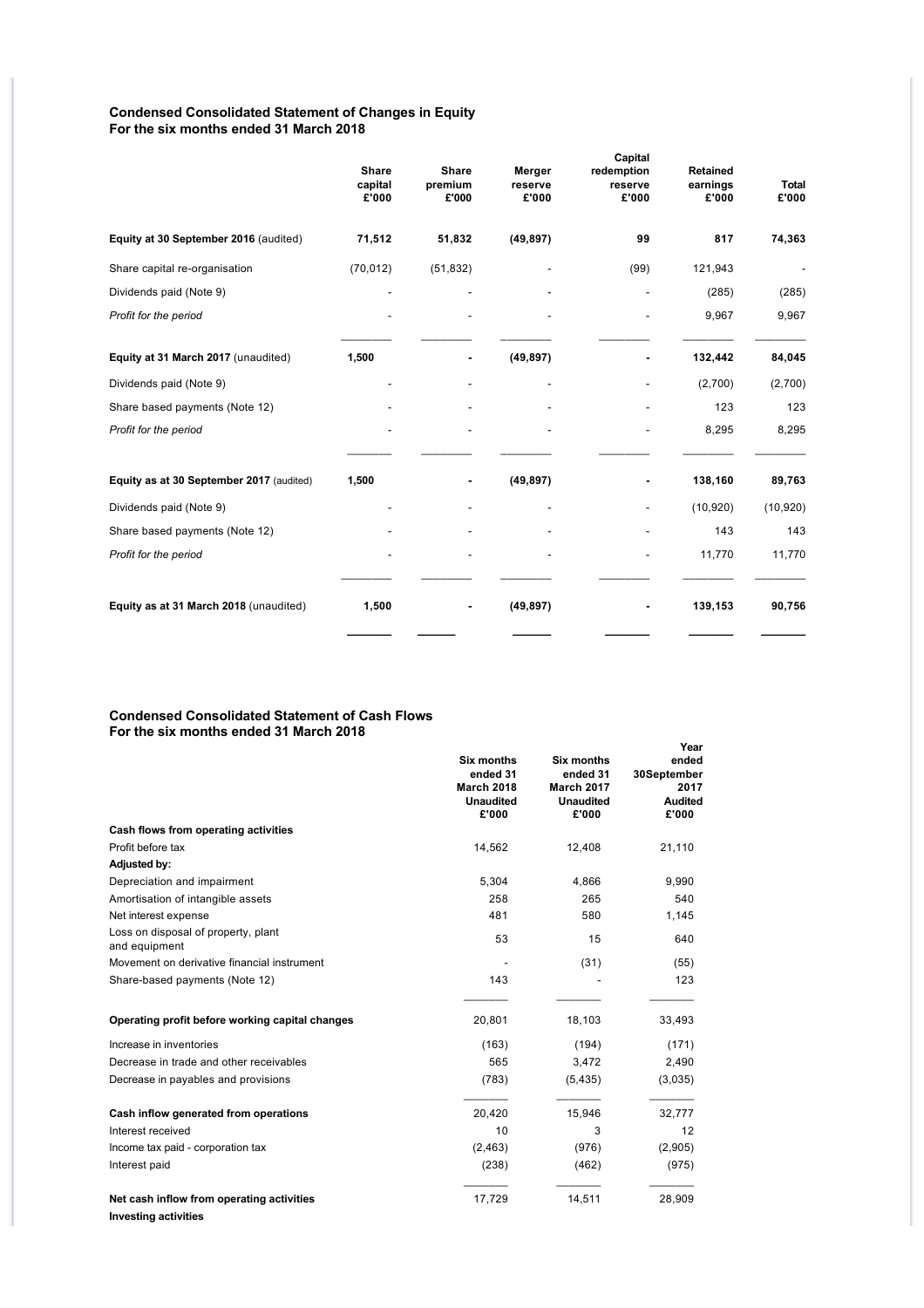**Condensed Consolidated Statement of Changes in Equity**
**For the six months ended 31 March 2018**

| | Share capital £'000 | Share premium £'000 | Merger reserve £'000 | Capital redemption reserve £'000 | Retained earnings £'000 | Total £'000 |
|---|---|---|---|---|---|---|
| **Equity at 30 September 2016** (audited) | **71,512** | **51,832** | **(49,897)** | **99** | **817** | **74,363** |
| Share capital re-organisation | (70,012) | (51,832) | - | (99) | 121,943 | - |
| Dividends paid (Note 9) | - | - | - | - | (285) | (285) |
| *Profit for the period* | - | - | - | - | 9,967 | 9,967 |
| **Equity at 31 March 2017** (unaudited) | **1,500** | **-** | **(49,897)** | **-** | **132,442** | **84,045** |
| Dividends paid (Note 9) | - | - | - | - | (2,700) | (2,700) |
| Share based payments (Note 12) | - | - | - | - | 123 | 123 |
| *Profit for the period* | - | - | - | - | 8,295 | 8,295 |
| **Equity as at 30 September 2017** (audited) | **1,500** | **-** | **(49,897)** | **-** | **138,160** | **89,763** |
| Dividends paid (Note 9) | - | - | - | - | (10,920) | (10,920) |
| Share based payments (Note 12) | - | - | - | - | 143 | 143 |
| *Profit for the period* | - | - | - | - | 11,770 | 11,770 |
| **Equity as at 31 March 2018** (unaudited) | **1,500** | **-** | **(49,897)** | **-** | **139,153** | **90,756** |

**Condensed Consolidated Statement of Cash Flows**
**For the six months ended 31 March 2018**

| | Six months ended 31 March 2018 Unaudited £'000 | Six months ended 31 March 2017 Unaudited £'000 | Year ended 30September 2017 Audited £'000 |
|---|---|---|---|
| **Cash flows from operating activities** | | | |
| Profit before tax | 14,562 | 12,408 | 21,110 |
| **Adjusted by:** | | | |
| Depreciation and impairment | 5,304 | 4,866 | 9,990 |
| Amortisation of intangible assets | 258 | 265 | 540 |
| Net interest expense | 481 | 580 | 1,145 |
| Loss on disposal of property, plant and equipment | 53 | 15 | 640 |
| Movement on derivative financial instrument | - | (31) | (55) |
| Share-based payments (Note 12) | 143 | - | 123 |
| **Operating profit before working capital changes** | 20,801 | 18,103 | 33,493 |
| Increase in inventories | (163) | (194) | (171) |
| Decrease in trade and other receivables | 565 | 3,472 | 2,490 |
| Decrease in payables and provisions | (783) | (5,435) | (3,035) |
| **Cash inflow generated from operations** | 20,420 | 15,946 | 32,777 |
| Interest received | 10 | 3 | 12 |
| Income tax paid - corporation tax | (2,463) | (976) | (2,905) |
| Interest paid | (238) | (462) | (975) |
| **Net cash inflow from operating activities** | 17,729 | 14,511 | 28,909 |
| **Investing activities** | | | |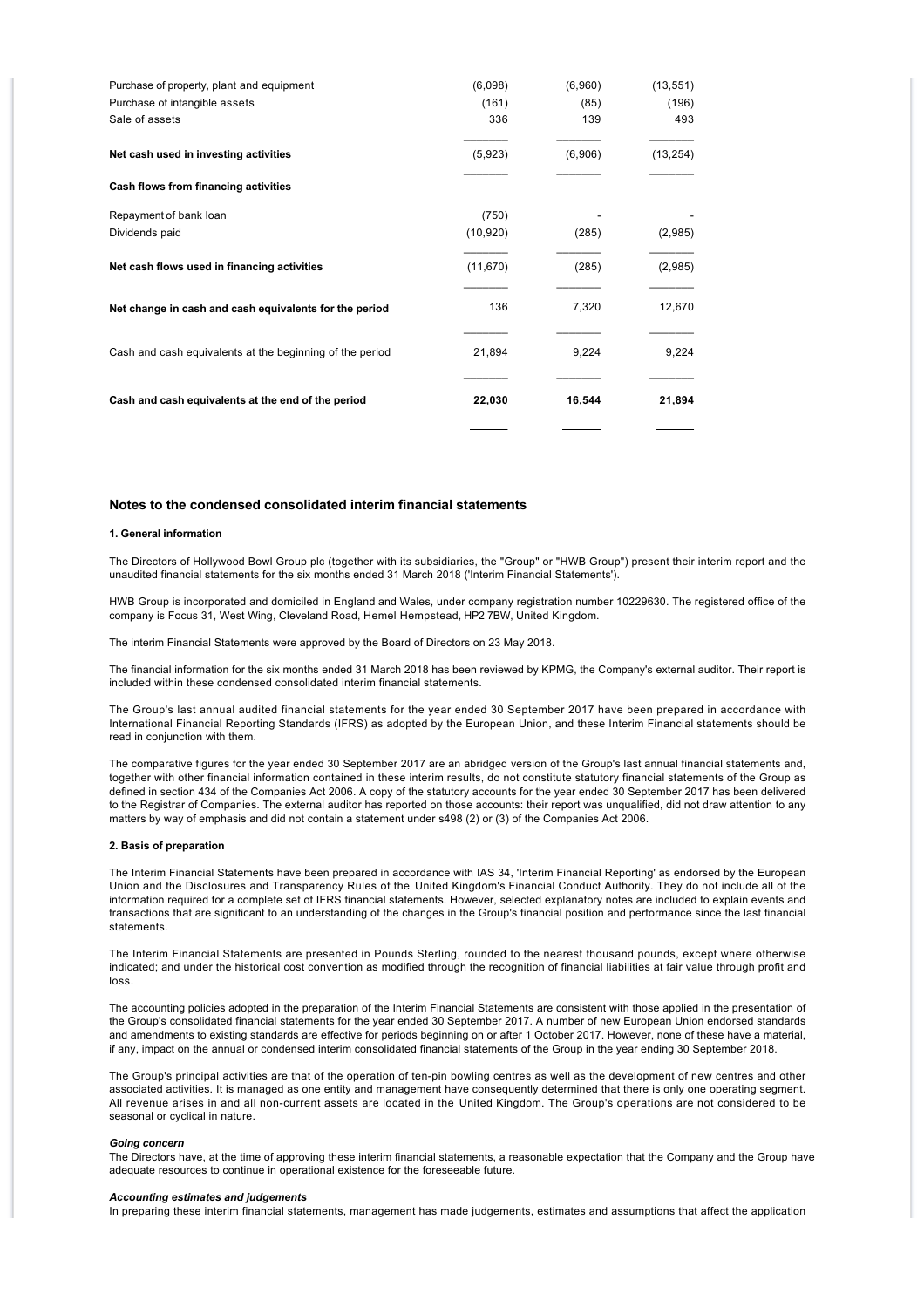| | | | |
|---|---|---|---|
| Purchase of property, plant and equipment | (6,098) | (6,960) | (13,551) |
| Purchase of intangible assets | (161) | (85) | (196) |
| Sale of assets | 336 | 139 | 493 |
| **Net cash used in investing activities** | (5,923) | (6,906) | (13,254) |
| **Cash flows from financing activities** | | | |
| Repayment of bank loan | (750) | - | - |
| Dividends paid | (10,920) | (285) | (2,985) |
| **Net cash flows used in financing activities** | (11,670) | (285) | (2,985) |
| **Net change in cash and cash equivalents for the period** | 136 | 7,320 | 12,670 |
| Cash and cash equivalents at the beginning of the period | 21,894 | 9,224 | 9,224 |
| **Cash and cash equivalents at the end of the period** | **22,030** | **16,544** | **21,894** |

## Notes to the condensed consolidated interim financial statements

### 1. General information

The Directors of Hollywood Bowl Group plc (together with its subsidiaries, the "Group" or "HWB Group") present their interim report and the unaudited financial statements for the six months ended 31 March 2018 ('Interim Financial Statements').

HWB Group is incorporated and domiciled in England and Wales, under company registration number 10229630. The registered office of the company is Focus 31, West Wing, Cleveland Road, Hemel Hempstead, HP2 7BW, United Kingdom.

The interim Financial Statements were approved by the Board of Directors on 23 May 2018.

The financial information for the six months ended 31 March 2018 has been reviewed by KPMG, the Company's external auditor. Their report is included within these condensed consolidated interim financial statements.

The Group's last annual audited financial statements for the year ended 30 September 2017 have been prepared in accordance with International Financial Reporting Standards (IFRS) as adopted by the European Union, and these Interim Financial statements should be read in conjunction with them.

The comparative figures for the year ended 30 September 2017 are an abridged version of the Group's last annual financial statements and, together with other financial information contained in these interim results, do not constitute statutory financial statements of the Group as defined in section 434 of the Companies Act 2006. A copy of the statutory accounts for the year ended 30 September 2017 has been delivered to the Registrar of Companies. The external auditor has reported on those accounts: their report was unqualified, did not draw attention to any matters by way of emphasis and did not contain a statement under s498 (2) or (3) of the Companies Act 2006.

### 2. Basis of preparation

The Interim Financial Statements have been prepared in accordance with IAS 34, 'Interim Financial Reporting' as endorsed by the European Union and the Disclosures and Transparency Rules of the United Kingdom's Financial Conduct Authority. They do not include all of the information required for a complete set of IFRS financial statements. However, selected explanatory notes are included to explain events and transactions that are significant to an understanding of the changes in the Group's financial position and performance since the last financial statements.

The Interim Financial Statements are presented in Pounds Sterling, rounded to the nearest thousand pounds, except where otherwise indicated; and under the historical cost convention as modified through the recognition of financial liabilities at fair value through profit and loss.

The accounting policies adopted in the preparation of the Interim Financial Statements are consistent with those applied in the presentation of the Group's consolidated financial statements for the year ended 30 September 2017. A number of new European Union endorsed standards and amendments to existing standards are effective for periods beginning on or after 1 October 2017. However, none of these have a material, if any, impact on the annual or condensed interim consolidated financial statements of the Group in the year ending 30 September 2018.

The Group's principal activities are that of the operation of ten-pin bowling centres as well as the development of new centres and other associated activities. It is managed as one entity and management have consequently determined that there is only one operating segment. All revenue arises in and all non-current assets are located in the United Kingdom. The Group's operations are not considered to be seasonal or cyclical in nature.

***Going concern***

The Directors have, at the time of approving these interim financial statements, a reasonable expectation that the Company and the Group have adequate resources to continue in operational existence for the foreseeable future.

***Accounting estimates and judgements***

In preparing these interim financial statements, management has made judgements, estimates and assumptions that affect the application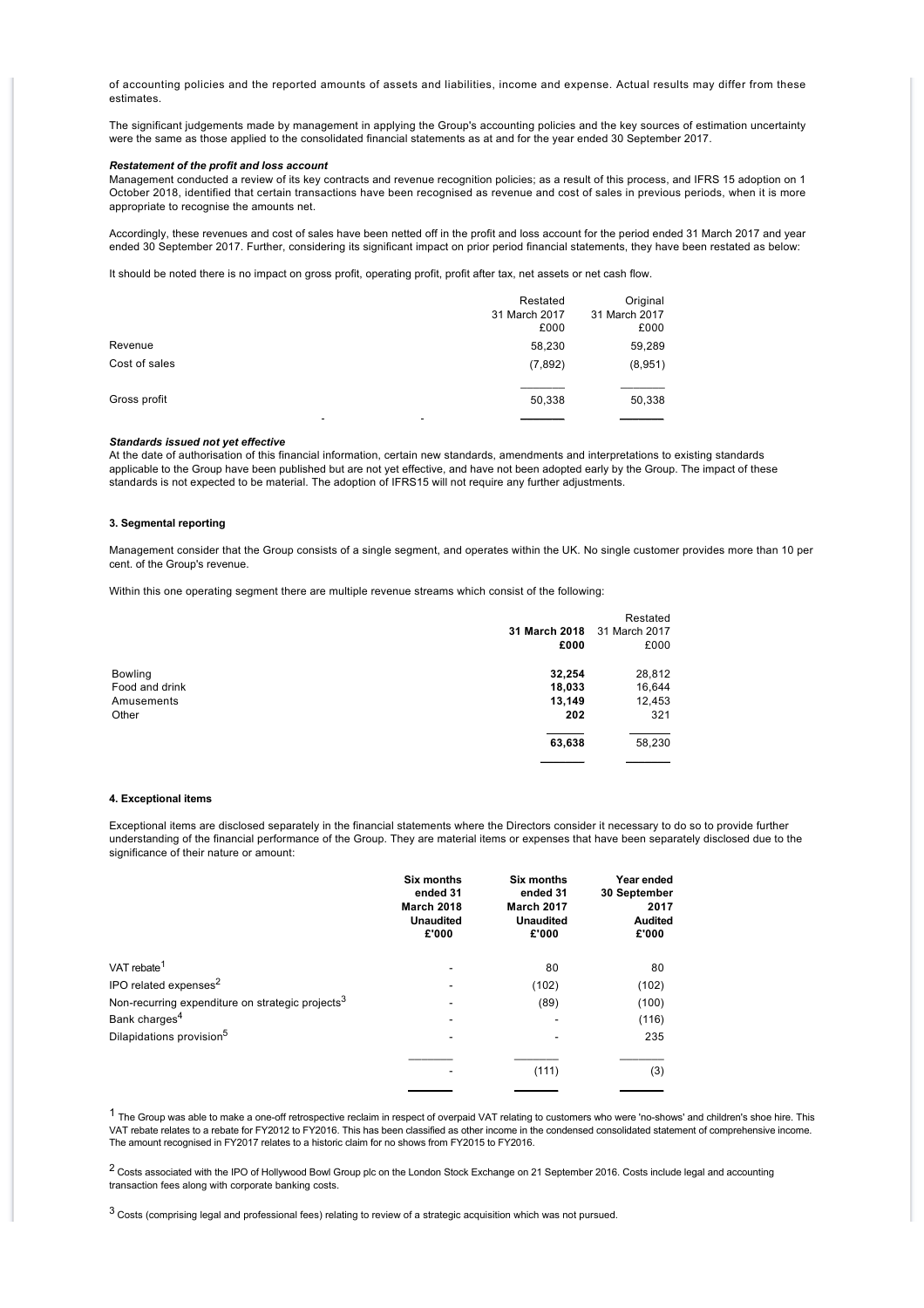of accounting policies and the reported amounts of assets and liabilities, income and expense. Actual results may differ from these estimates.

The significant judgements made by management in applying the Group's accounting policies and the key sources of estimation uncertainty were the same as those applied to the consolidated financial statements as at and for the year ended 30 September 2017.

***Restatement of the profit and loss account***

Management conducted a review of its key contracts and revenue recognition policies; as a result of this process, and IFRS 15 adoption on 1 October 2018, identified that certain transactions have been recognised as revenue and cost of sales in previous periods, when it is more appropriate to recognise the amounts net.

Accordingly, these revenues and cost of sales have been netted off in the profit and loss account for the period ended 31 March 2017 and year ended 30 September 2017. Further, considering its significant impact on prior period financial statements, they have been restated as below:

It should be noted there is no impact on gross profit, operating profit, profit after tax, net assets or net cash flow.

| | Restated 31 March 2017 £000 | Original 31 March 2017 £000 |
|---|---|---|
| Revenue | 58,230 | 59,289 |
| Cost of sales | (7,892) | (8,951) |
| Gross profit | 50,338 | 50,338 |

***Standards issued not yet effective***

At the date of authorisation of this financial information, certain new standards, amendments and interpretations to existing standards applicable to the Group have been published but are not yet effective, and have not been adopted early by the Group. The impact of these standards is not expected to be material. The adoption of IFRS15 will not require any further adjustments.

**3. Segmental reporting**

Management consider that the Group consists of a single segment, and operates within the UK. No single customer provides more than 10 per cent. of the Group's revenue.

Within this one operating segment there are multiple revenue streams which consist of the following:

| | **31 March 2018 £000** | Restated 31 March 2017 £000 |
|---|---|---|
| Bowling | **32,254** | 28,812 |
| Food and drink | **18,033** | 16,644 |
| Amusements | **13,149** | 12,453 |
| Other | **202** | 321 |
| | **63,638** | 58,230 |

**4. Exceptional items**

Exceptional items are disclosed separately in the financial statements where the Directors consider it necessary to do so to provide further understanding of the financial performance of the Group. They are material items or expenses that have been separately disclosed due to the significance of their nature or amount:

| | **Six months ended 31 March 2018 Unaudited £'000** | **Six months ended 31 March 2017 Unaudited £'000** | **Year ended 30 September 2017 Audited £'000** |
|---|---|---|---|
| VAT rebate[1] | - | 80 | 80 |
| IPO related expenses[2] | - | (102) | (102) |
| Non-recurring expenditure on strategic projects[3] | - | (89) | (100) |
| Bank charges[4] | - | - | (116) |
| Dilapidations provision[5] | - | - | 235 |
| | - | (111) | (3) |

[1] The Group was able to make a one-off retrospective reclaim in respect of overpaid VAT relating to customers who were 'no-shows' and children's shoe hire. This VAT rebate relates to a rebate for FY2012 to FY2016. This has been classified as other income in the condensed consolidated statement of comprehensive income. The amount recognised in FY2017 relates to a historic claim for no shows from FY2015 to FY2016.

[2] Costs associated with the IPO of Hollywood Bowl Group plc on the London Stock Exchange on 21 September 2016. Costs include legal and accounting transaction fees along with corporate banking costs.

[3] Costs (comprising legal and professional fees) relating to review of a strategic acquisition which was not pursued.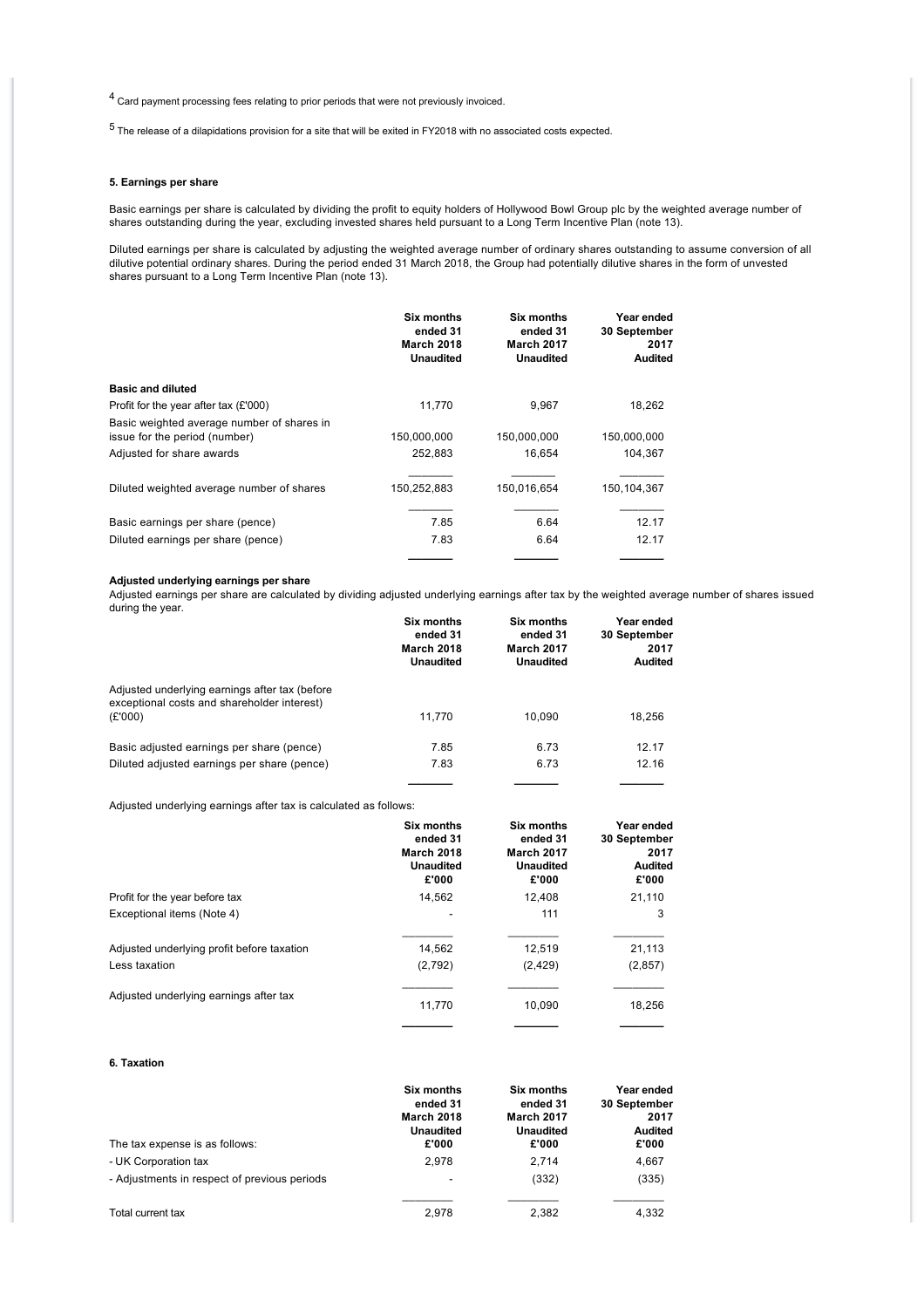[4] Card payment processing fees relating to prior periods that were not previously invoiced.

[5] The release of a dilapidations provision for a site that will be exited in FY2018 with no associated costs expected.

### 5. Earnings per share

Basic earnings per share is calculated by dividing the profit to equity holders of Hollywood Bowl Group plc by the weighted average number of shares outstanding during the year, excluding invested shares held pursuant to a Long Term Incentive Plan (note 13).

Diluted earnings per share is calculated by adjusting the weighted average number of ordinary shares outstanding to assume conversion of all dilutive potential ordinary shares. During the period ended 31 March 2018, the Group had potentially dilutive shares in the form of unvested shares pursuant to a Long Term Incentive Plan (note 13).

| | Six months ended 31 March 2018 Unaudited | Six months ended 31 March 2017 Unaudited | Year ended 30 September 2017 Audited |
|---|---|---|---|
| **Basic and diluted** | | | |
| Profit for the year after tax (£'000) | 11,770 | 9,967 | 18,262 |
| Basic weighted average number of shares in issue for the period (number) | 150,000,000 | 150,000,000 | 150,000,000 |
| Adjusted for share awards | 252,883 | 16,654 | 104,367 |
| Diluted weighted average number of shares | 150,252,883 | 150,016,654 | 150,104,367 |
| Basic earnings per share (pence) | 7.85 | 6.64 | 12.17 |
| Diluted earnings per share (pence) | 7.83 | 6.64 | 12.17 |

**Adjusted underlying earnings per share**

Adjusted earnings per share are calculated by dividing adjusted underlying earnings after tax by the weighted average number of shares issued during the year.

| | Six months ended 31 March 2018 Unaudited | Six months ended 31 March 2017 Unaudited | Year ended 30 September 2017 Audited |
|---|---|---|---|
| Adjusted underlying earnings after tax (before exceptional costs and shareholder interest) (£'000) | 11,770 | 10,090 | 18,256 |
| Basic adjusted earnings per share (pence) | 7.85 | 6.73 | 12.17 |
| Diluted adjusted earnings per share (pence) | 7.83 | 6.73 | 12.16 |

Adjusted underlying earnings after tax is calculated as follows:

| | Six months ended 31 March 2018 Unaudited £'000 | Six months ended 31 March 2017 Unaudited £'000 | Year ended 30 September 2017 Audited £'000 |
|---|---|---|---|
| Profit for the year before tax | 14,562 | 12,408 | 21,110 |
| Exceptional items (Note 4) | - | 111 | 3 |
| Adjusted underlying profit before taxation | 14,562 | 12,519 | 21,113 |
| Less taxation | (2,792) | (2,429) | (2,857) |
| Adjusted underlying earnings after tax | 11,770 | 10,090 | 18,256 |

### 6. Taxation

| The tax expense is as follows: | Six months ended 31 March 2018 Unaudited £'000 | Six months ended 31 March 2017 Unaudited £'000 | Year ended 30 September 2017 Audited £'000 |
|---|---|---|---|
| - UK Corporation tax | 2,978 | 2,714 | 4,667 |
| - Adjustments in respect of previous periods | - | (332) | (335) |
| Total current tax | 2,978 | 2,382 | 4,332 |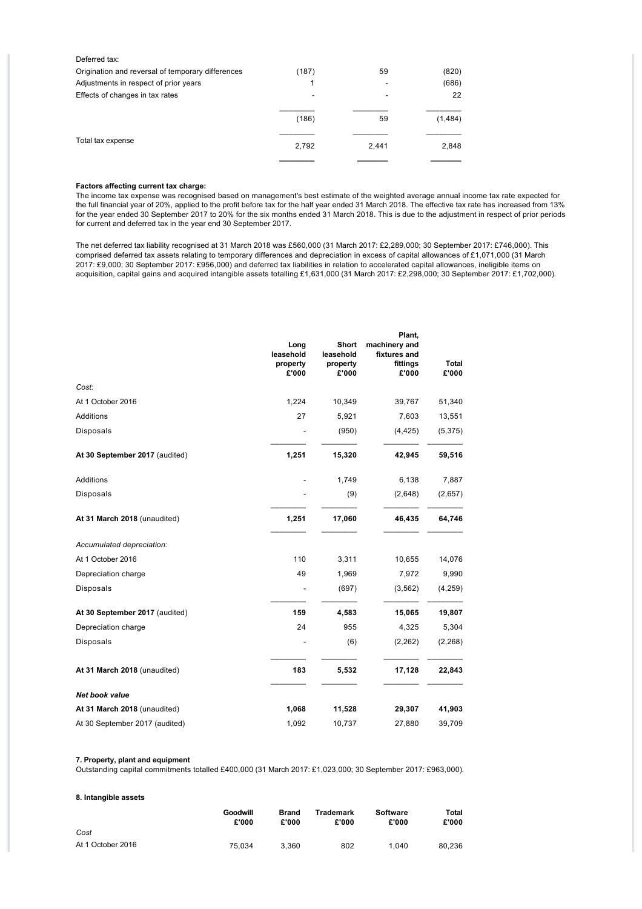| | | | |
|---|---|---|---|
| Deferred tax: | | | |
| Origination and reversal of temporary differences | (187) | 59 | (820) |
| Adjustments in respect of prior years | 1 | - | (686) |
| Effects of changes in tax rates | - | - | 22 |
| | (186) | 59 | (1,484) |
| Total tax expense | 2,792 | 2,441 | 2,848 |

**Factors affecting current tax charge:**
The income tax expense was recognised based on management's best estimate of the weighted average annual income tax rate expected for the full financial year of 20%, applied to the profit before tax for the half year ended 31 March 2018. The effective tax rate has increased from 13% for the year ended 30 September 2017 to 20% for the six months ended 31 March 2018. This is due to the adjustment in respect of prior periods for current and deferred tax in the year end 30 September 2017.

The net deferred tax liability recognised at 31 March 2018 was £560,000 (31 March 2017: £2,289,000; 30 September 2017: £746,000). This comprised deferred tax assets relating to temporary differences and depreciation in excess of capital allowances of £1,071,000 (31 March 2017: £9,000; 30 September 2017: £956,000) and deferred tax liabilities in relation to accelerated capital allowances, ineligible items on acquisition, capital gains and acquired intangible assets totalling £1,631,000 (31 March 2017: £2,298,000; 30 September 2017: £1,702,000).

| | Long leasehold property £'000 | Short leasehold property £'000 | Plant, machinery and fixtures and fittings £'000 | Total £'000 |
|---|---|---|---|---|
| *Cost:* | | | | |
| At 1 October 2016 | 1,224 | 10,349 | 39,767 | 51,340 |
| Additions | 27 | 5,921 | 7,603 | 13,551 |
| Disposals | - | (950) | (4,425) | (5,375) |
| **At 30 September 2017** (audited) | **1,251** | **15,320** | **42,945** | **59,516** |
| Additions | - | 1,749 | 6,138 | 7,887 |
| Disposals | - | (9) | (2,648) | (2,657) |
| **At 31 March 2018** (unaudited) | **1,251** | **17,060** | **46,435** | **64,746** |
| *Accumulated depreciation:* | | | | |
| At 1 October 2016 | 110 | 3,311 | 10,655 | 14,076 |
| Depreciation charge | 49 | 1,969 | 7,972 | 9,990 |
| Disposals | - | (697) | (3,562) | (4,259) |
| **At 30 September 2017** (audited) | **159** | **4,583** | **15,065** | **19,807** |
| Depreciation charge | 24 | 955 | 4,325 | 5,304 |
| Disposals | - | (6) | (2,262) | (2,268) |
| **At 31 March 2018** (unaudited) | **183** | **5,532** | **17,128** | **22,843** |
| ***Net book value*** | | | | |
| **At 31 March 2018** (unaudited) | **1,068** | **11,528** | **29,307** | **41,903** |
| At 30 September 2017 (audited) | 1,092 | 10,737 | 27,880 | 39,709 |

**7. Property, plant and equipment**
Outstanding capital commitments totalled £400,000 (31 March 2017: £1,023,000; 30 September 2017: £963,000).

**8. Intangible assets**

| | Goodwill £'000 | Brand £'000 | Trademark £'000 | Software £'000 | Total £'000 |
|---|---|---|---|---|---|
| *Cost* | | | | | |
| At 1 October 2016 | 75,034 | 3,360 | 802 | 1,040 | 80,236 |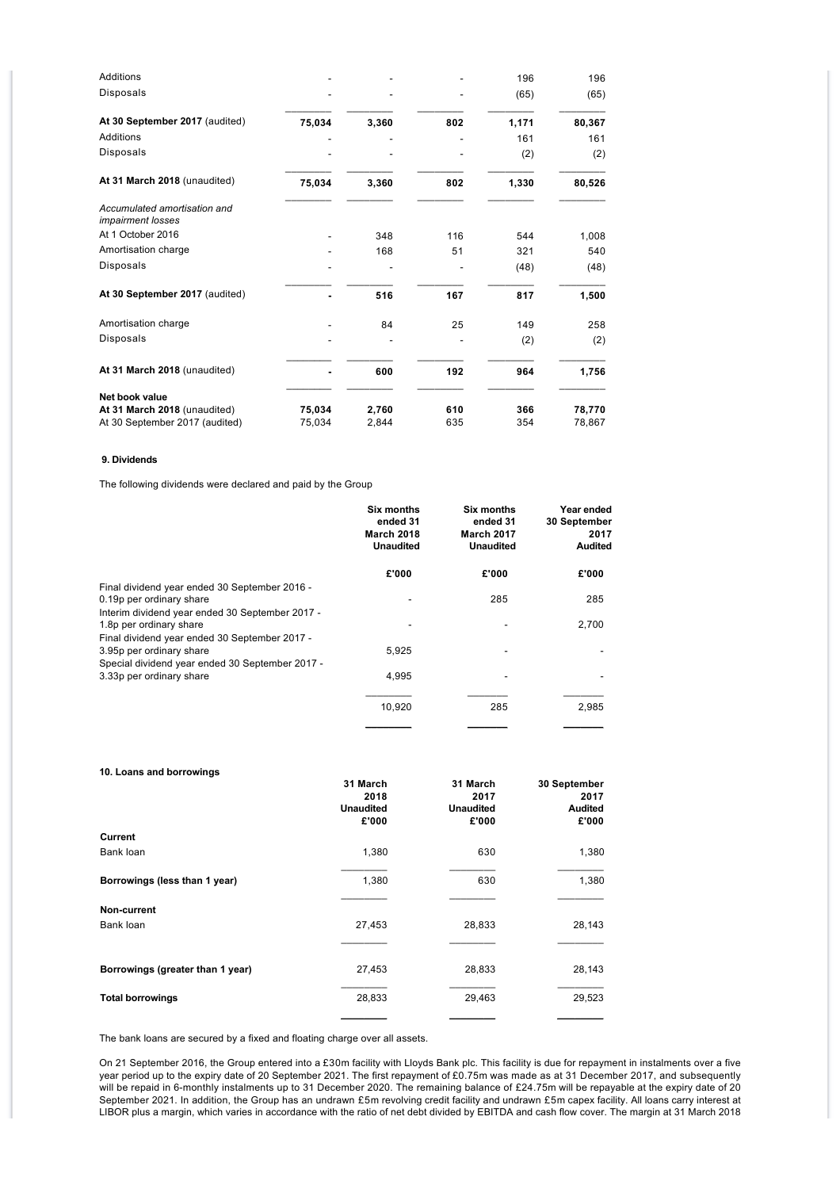| | | | | | |
|---|---|---|---|---|---|
| Additions | - | - | - | 196 | 196 |
| Disposals | - | - | - | (65) | (65) |
| **At 30 September 2017** (audited) | **75,034** | **3,360** | **802** | **1,171** | **80,367** |
| Additions | - | - | - | 161 | 161 |
| Disposals | - | - | - | (2) | (2) |
| **At 31 March 2018** (unaudited) | **75,034** | **3,360** | **802** | **1,330** | **80,526** |
| *Accumulated amortisation and impairment losses* | | | | | |
| At 1 October 2016 | - | 348 | 116 | 544 | 1,008 |
| Amortisation charge | - | 168 | 51 | 321 | 540 |
| Disposals | - | - | - | (48) | (48) |
| **At 30 September 2017** (audited) | **-** | **516** | **167** | **817** | **1,500** |
| Amortisation charge | - | 84 | 25 | 149 | 258 |
| Disposals | - | - | - | (2) | (2) |
| **At 31 March 2018** (unaudited) | **-** | **600** | **192** | **964** | **1,756** |
| **Net book value** | | | | | |
| **At 31 March 2018** (unaudited) | **75,034** | **2,760** | **610** | **366** | **78,770** |
| At 30 September 2017 (audited) | 75,034 | 2,844 | 635 | 354 | 78,867 |

**9. Dividends**

The following dividends were declared and paid by the Group

| | **Six months ended 31 March 2018 Unaudited** | **Six months ended 31 March 2017 Unaudited** | **Year ended 30 September 2017 Audited** |
|---|---|---|---|
| | **£'000** | **£'000** | **£'000** |
| Final dividend year ended 30 September 2016 - 0.19p per ordinary share | - | 285 | 285 |
| Interim dividend year ended 30 September 2017 - 1.8p per ordinary share | - | - | 2,700 |
| Final dividend year ended 30 September 2017 - 3.95p per ordinary share | 5,925 | - | - |
| Special dividend year ended 30 September 2017 - 3.33p per ordinary share | 4,995 | - | - |
| | 10,920 | 285 | 2,985 |

**10. Loans and borrowings**

| | **31 March 2018 Unaudited £'000** | **31 March 2017 Unaudited £'000** | **30 September 2017 Audited £'000** |
|---|---|---|---|
| **Current** | | | |
| Bank loan | 1,380 | 630 | 1,380 |
| **Borrowings (less than 1 year)** | 1,380 | 630 | 1,380 |
| **Non-current** | | | |
| Bank loan | 27,453 | 28,833 | 28,143 |
| **Borrowings (greater than 1 year)** | 27,453 | 28,833 | 28,143 |
| **Total borrowings** | 28,833 | 29,463 | 29,523 |

The bank loans are secured by a fixed and floating charge over all assets.

On 21 September 2016, the Group entered into a £30m facility with Lloyds Bank plc. This facility is due for repayment in instalments over a five year period up to the expiry date of 20 September 2021. The first repayment of £0.75m was made as at 31 December 2017, and subsequently will be repaid in 6-monthly instalments up to 31 December 2020. The remaining balance of £24.75m will be repayable at the expiry date of 20 September 2021. In addition, the Group has an undrawn £5m revolving credit facility and undrawn £5m capex facility. All loans carry interest at LIBOR plus a margin, which varies in accordance with the ratio of net debt divided by EBITDA and cash flow cover. The margin at 31 March 2018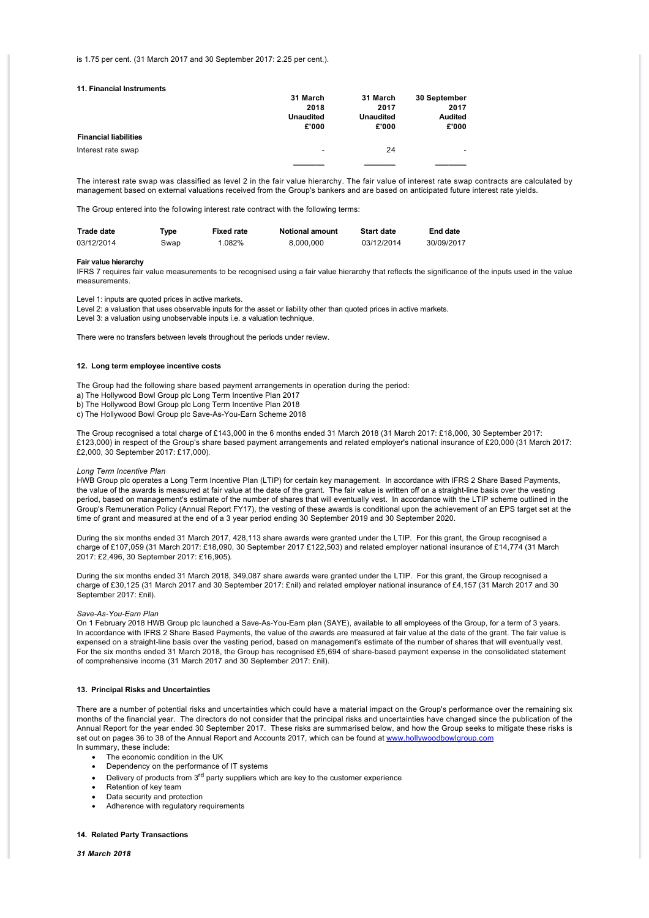is 1.75 per cent. (31 March 2017 and 30 September 2017: 2.25 per cent.).

#### 11. Financial Instruments

| | 31 March 2018 Unaudited £'000 | 31 March 2017 Unaudited £'000 | 30 September 2017 Audited £'000 |
|---|---|---|---|
| **Financial liabilities** | | | |
| Interest rate swap | - | 24 | - |

The interest rate swap was classified as level 2 in the fair value hierarchy. The fair value of interest rate swap contracts are calculated by management based on external valuations received from the Group's bankers and are based on anticipated future interest rate yields.

The Group entered into the following interest rate contract with the following terms:

| Trade date | Type | Fixed rate | Notional amount | Start date | End date |
|---|---|---|---|---|---|
| 03/12/2014 | Swap | 1.082% | 8,000,000 | 03/12/2014 | 30/09/2017 |

**Fair value hierarchy**

IFRS 7 requires fair value measurements to be recognised using a fair value hierarchy that reflects the significance of the inputs used in the value measurements.

Level 1: inputs are quoted prices in active markets.
Level 2: a valuation that uses observable inputs for the asset or liability other than quoted prices in active markets.
Level 3: a valuation using unobservable inputs i.e. a valuation technique.

There were no transfers between levels throughout the periods under review.

#### 12. Long term employee incentive costs

The Group had the following share based payment arrangements in operation during the period:
a) The Hollywood Bowl Group plc Long Term Incentive Plan 2017
b) The Hollywood Bowl Group plc Long Term Incentive Plan 2018
c) The Hollywood Bowl Group plc Save-As-You-Earn Scheme 2018

The Group recognised a total charge of £143,000 in the 6 months ended 31 March 2018 (31 March 2017: £18,000, 30 September 2017: £123,000) in respect of the Group's share based payment arrangements and related employer's national insurance of £20,000 (31 March 2017: £2,000, 30 September 2017: £17,000).

*Long Term Incentive Plan*

HWB Group plc operates a Long Term Incentive Plan (LTIP) for certain key management. In accordance with IFRS 2 Share Based Payments, the value of the awards is measured at fair value at the date of the grant. The fair value is written off on a straight-line basis over the vesting period, based on management's estimate of the number of shares that will eventually vest. In accordance with the LTIP scheme outlined in the Group's Remuneration Policy (Annual Report FY17), the vesting of these awards is conditional upon the achievement of an EPS target set at the time of grant and measured at the end of a 3 year period ending 30 September 2019 and 30 September 2020.

During the six months ended 31 March 2017, 428,113 share awards were granted under the LTIP. For this grant, the Group recognised a charge of £107,059 (31 March 2017: £18,090, 30 September 2017 £122,503) and related employer national insurance of £14,774 (31 March 2017: £2,496, 30 September 2017: £16,905).

During the six months ended 31 March 2018, 349,087 share awards were granted under the LTIP. For this grant, the Group recognised a charge of £30,125 (31 March 2017 and 30 September 2017: £nil) and related employer national insurance of £4,157 (31 March 2017 and 30 September 2017: £nil).

*Save-As-You-Earn Plan*

On 1 February 2018 HWB Group plc launched a Save-As-You-Earn plan (SAYE), available to all employees of the Group, for a term of 3 years. In accordance with IFRS 2 Share Based Payments, the value of the awards are measured at fair value at the date of the grant. The fair value is expensed on a straight-line basis over the vesting period, based on management's estimate of the number of shares that will eventually vest. For the six months ended 31 March 2018, the Group has recognised £5,694 of share-based payment expense in the consolidated statement of comprehensive income (31 March 2017 and 30 September 2017: £nil).

#### 13. Principal Risks and Uncertainties

There are a number of potential risks and uncertainties which could have a material impact on the Group's performance over the remaining six months of the financial year. The directors do not consider that the principal risks and uncertainties have changed since the publication of the Annual Report for the year ended 30 September 2017. These risks are summarised below, and how the Group seeks to mitigate these risks is set out on pages 36 to 38 of the Annual Report and Accounts 2017, which can be found at www.hollywoodbowlgroup.com
In summary, these include:

- The economic condition in the UK
- Dependency on the performance of IT systems
- Delivery of products from 3rd party suppliers which are key to the customer experience
- Retention of key team
- Data security and protection
- Adherence with regulatory requirements

#### 14. Related Party Transactions

***31 March 2018***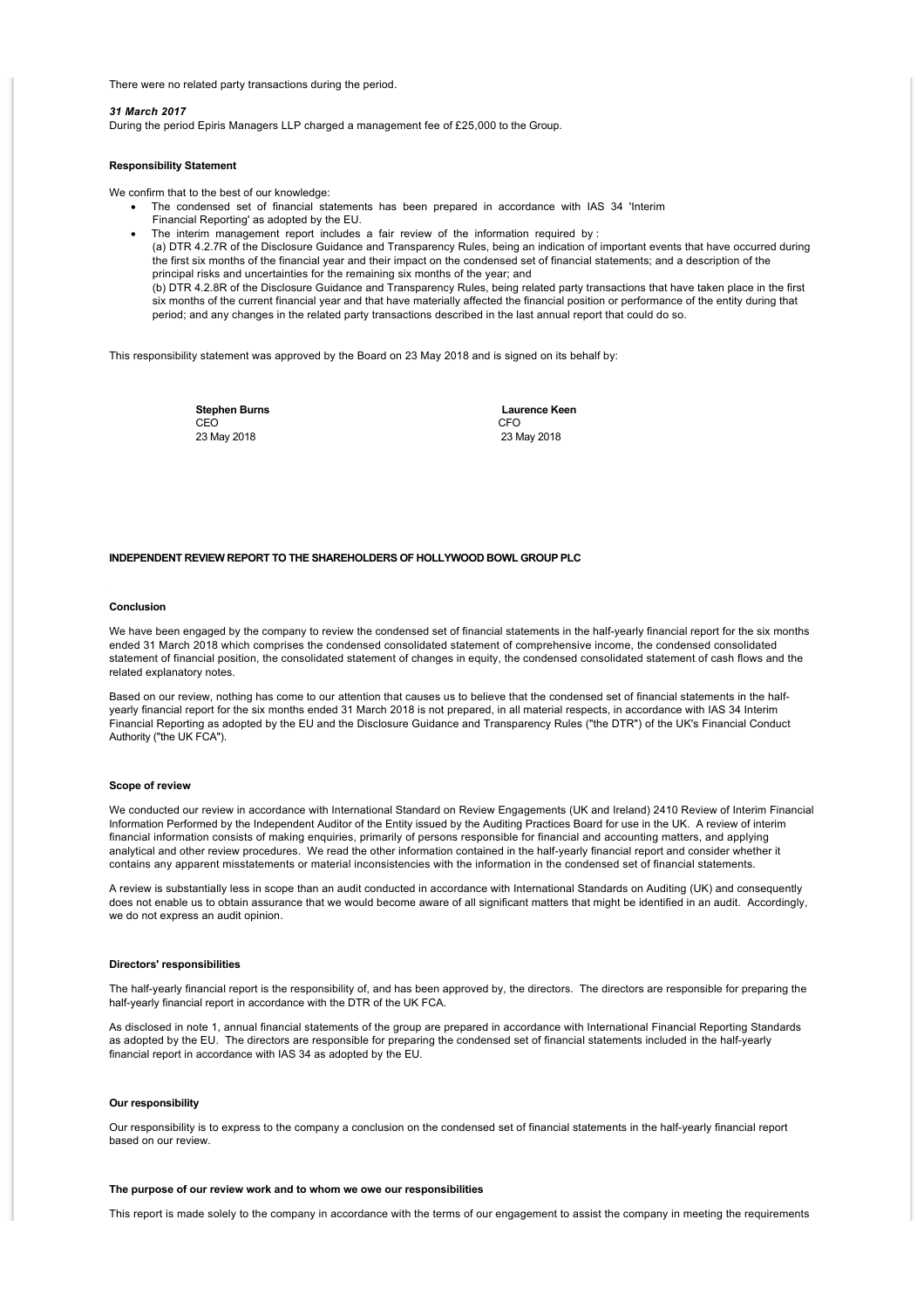There were no related party transactions during the period.

***31 March 2017***

During the period Epiris Managers LLP charged a management fee of £25,000 to the Group.

**Responsibility Statement**

We confirm that to the best of our knowledge:

- The condensed set of financial statements has been prepared in accordance with IAS 34 'Interim Financial Reporting' as adopted by the EU.
- The interim management report includes a fair review of the information required by :
  (a) DTR 4.2.7R of the Disclosure Guidance and Transparency Rules, being an indication of important events that have occurred during the first six months of the financial year and their impact on the condensed set of financial statements; and a description of the principal risks and uncertainties for the remaining six months of the year; and
  (b) DTR 4.2.8R of the Disclosure Guidance and Transparency Rules, being related party transactions that have taken place in the first six months of the current financial year and that have materially affected the financial position or performance of the entity during that period; and any changes in the related party transactions described in the last annual report that could do so.

This responsibility statement was approved by the Board on 23 May 2018 and is signed on its behalf by:

**Stephen Burns**
CEO
23 May 2018

**Laurence Keen**
CFO
23 May 2018

**INDEPENDENT REVIEW REPORT TO THE SHAREHOLDERS OF HOLLYWOOD BOWL GROUP PLC**

**Conclusion**

We have been engaged by the company to review the condensed set of financial statements in the half-yearly financial report for the six months ended 31 March 2018 which comprises the condensed consolidated statement of comprehensive income, the condensed consolidated statement of financial position, the consolidated statement of changes in equity, the condensed consolidated statement of cash flows and the related explanatory notes.

Based on our review, nothing has come to our attention that causes us to believe that the condensed set of financial statements in the half-yearly financial report for the six months ended 31 March 2018 is not prepared, in all material respects, in accordance with IAS 34 Interim Financial Reporting as adopted by the EU and the Disclosure Guidance and Transparency Rules ("the DTR") of the UK's Financial Conduct Authority ("the UK FCA").

**Scope of review**

We conducted our review in accordance with International Standard on Review Engagements (UK and Ireland) 2410 Review of Interim Financial Information Performed by the Independent Auditor of the Entity issued by the Auditing Practices Board for use in the UK. A review of interim financial information consists of making enquiries, primarily of persons responsible for financial and accounting matters, and applying analytical and other review procedures. We read the other information contained in the half-yearly financial report and consider whether it contains any apparent misstatements or material inconsistencies with the information in the condensed set of financial statements.

A review is substantially less in scope than an audit conducted in accordance with International Standards on Auditing (UK) and consequently does not enable us to obtain assurance that we would become aware of all significant matters that might be identified in an audit. Accordingly, we do not express an audit opinion.

**Directors' responsibilities**

The half-yearly financial report is the responsibility of, and has been approved by, the directors. The directors are responsible for preparing the half-yearly financial report in accordance with the DTR of the UK FCA.

As disclosed in note 1, annual financial statements of the group are prepared in accordance with International Financial Reporting Standards as adopted by the EU. The directors are responsible for preparing the condensed set of financial statements included in the half-yearly financial report in accordance with IAS 34 as adopted by the EU.

**Our responsibility**

Our responsibility is to express to the company a conclusion on the condensed set of financial statements in the half-yearly financial report based on our review.

**The purpose of our review work and to whom we owe our responsibilities**

This report is made solely to the company in accordance with the terms of our engagement to assist the company in meeting the requirements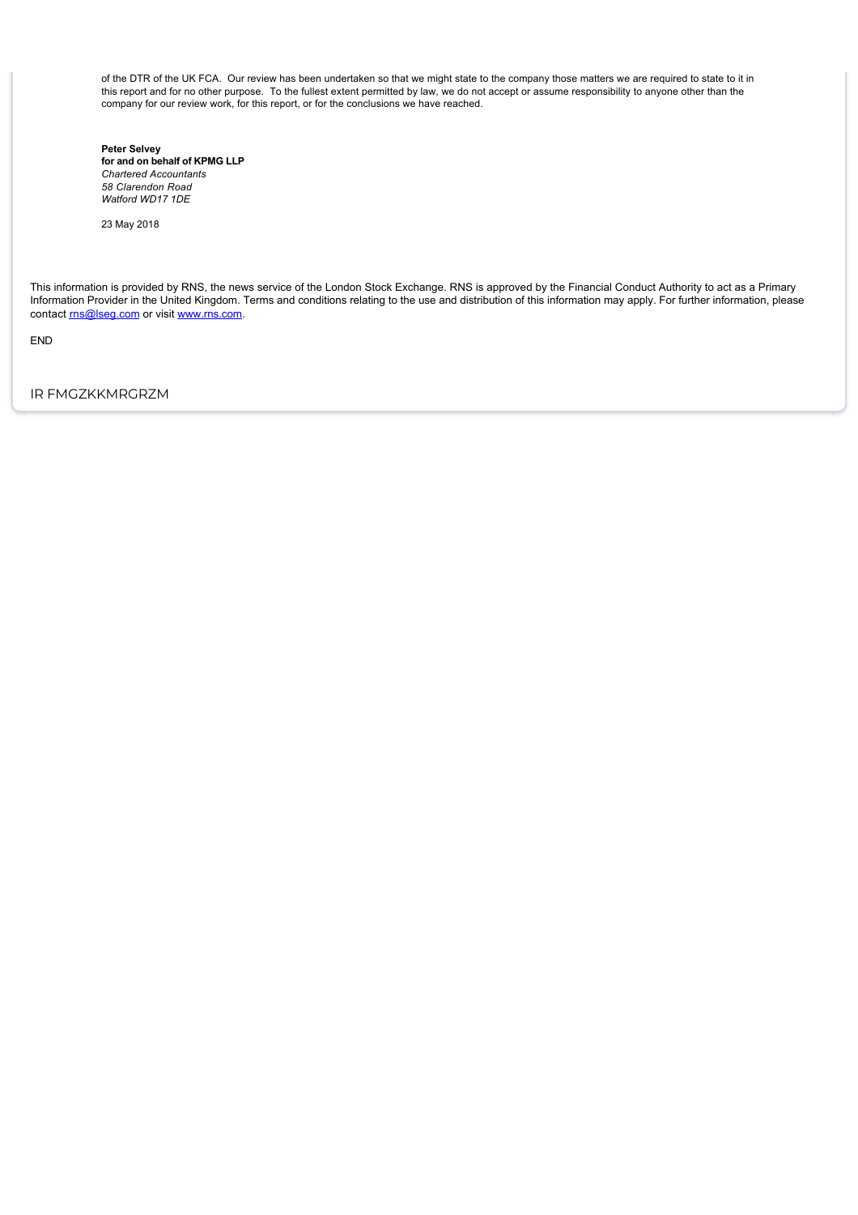of the DTR of the UK FCA. Our review has been undertaken so that we might state to the company those matters we are required to state to it in this report and for no other purpose. To the fullest extent permitted by law, we do not accept or assume responsibility to anyone other than the company for our review work, for this report, or for the conclusions we have reached.

**Peter Selvey**
**for and on behalf of KPMG LLP**
*Chartered Accountants*
*58 Clarendon Road*
*Watford WD17 1DE*

23 May 2018

This information is provided by RNS, the news service of the London Stock Exchange. RNS is approved by the Financial Conduct Authority to act as a Primary Information Provider in the United Kingdom. Terms and conditions relating to the use and distribution of this information may apply. For further information, please contact rns@lseg.com or visit www.rns.com.

END

IR FMGZKKMRGRZM